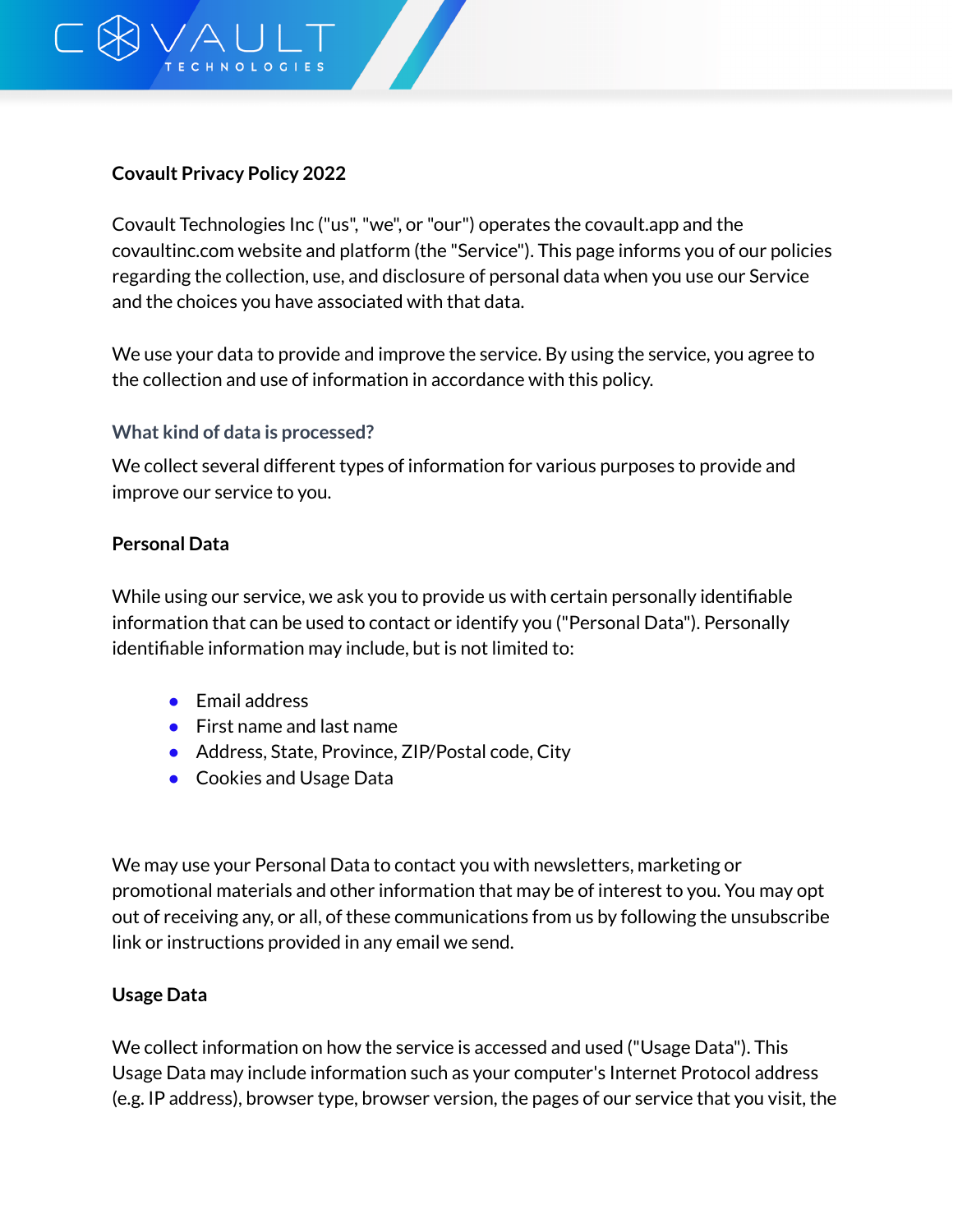# Covault Privacy Policy 2022

Covault Technologies Inc ("us", "we", or "our") operates the covault.app and the covaultinc.com website and platform (the "Service"). This page informs you of our policies regarding the collection, use, and disclosure of personal data when you use our Service and the choices you have associated with that data.

We use your data to provide and improve the service. By using the service, you agree to the collection and use of information in accordance with this policy.

## What kind of data is processed?

We collect several different types of information for various purposes to provide and improve our service to you.

### Personal Data

While using our service, we ask you to provide us with certain personally identifiable information that can be used to contact or identify you ("Personal Data"). Personally identifiable information may include, but is not limited to:

- Email address
- First name and last name
- Address, State, Province, ZIP/Postal code, City
- Cookies and Usage Data

We may use your Personal Data to contact you with newsletters, marketing or promotional materials and other information that may be of interest to you. You may opt out of receiving any, or all, of these communications from us by following the unsubscribe link or instructions provided in any email we send.

### Usage Data

We collect information on how the service is accessed and used ("Usage Data"). This Usage Data may include information such as your computer's Internet Protocol address (e.g. IP address), browser type, browser version, the pages of our service that you visit, the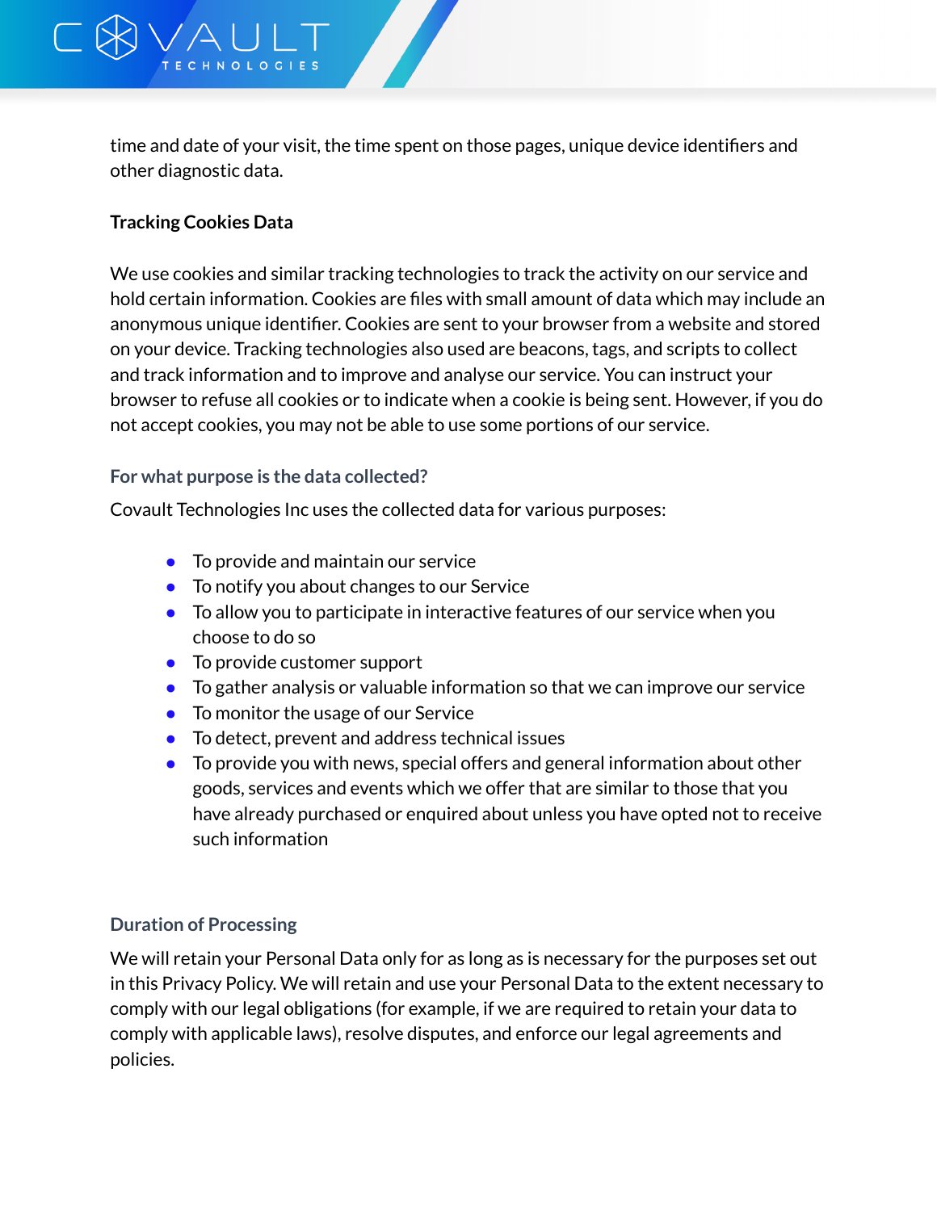time and date of your visit, the time spent on those pages, unique device identifiers and other diagnostic data.

**Tracking Cookies Data**

We use cookies and similar tracking technologies to track the activity on our service and hold certain information. Cookies are files with small amount of data which may include an anonymous unique identifier. Cookies are sent to your browser from a website and stored on your device. Tracking technologies also used are beacons, tags, and scripts to collect and track information and to improve and analyse our service. You can instruct your browser to refuse all cookies or to indicate when a cookie is being sent. However, if you do not accept cookies, you may not be able to use some portions of our service.

### For what purpose is the data collected?

Covault Technologies Inc uses the collected data for various purposes:

- To provide and maintain our service
- To notify you about changes to our Service
- To allow you to participate in interactive features of our service when you choose to do so
- To provide customer support
- To gather analysis or valuable information so that we can improve our service
- To monitor the usage of our Service
- To detect, prevent and address technical issues
- To provide you with news, special offers and general information about other goods, services and events which we offer that are similar to those that you have already purchased or enquired about unless you have opted not to receive such information

### Duration of Processing

We will retain your Personal Data only for as long as is necessary for the purposes set out in this Privacy Policy. We will retain and use your Personal Data to the extent necessary to comply with our legal obligations (for example, if we are required to retain your data to comply with applicable laws), resolve disputes, and enforce our legal agreements and policies.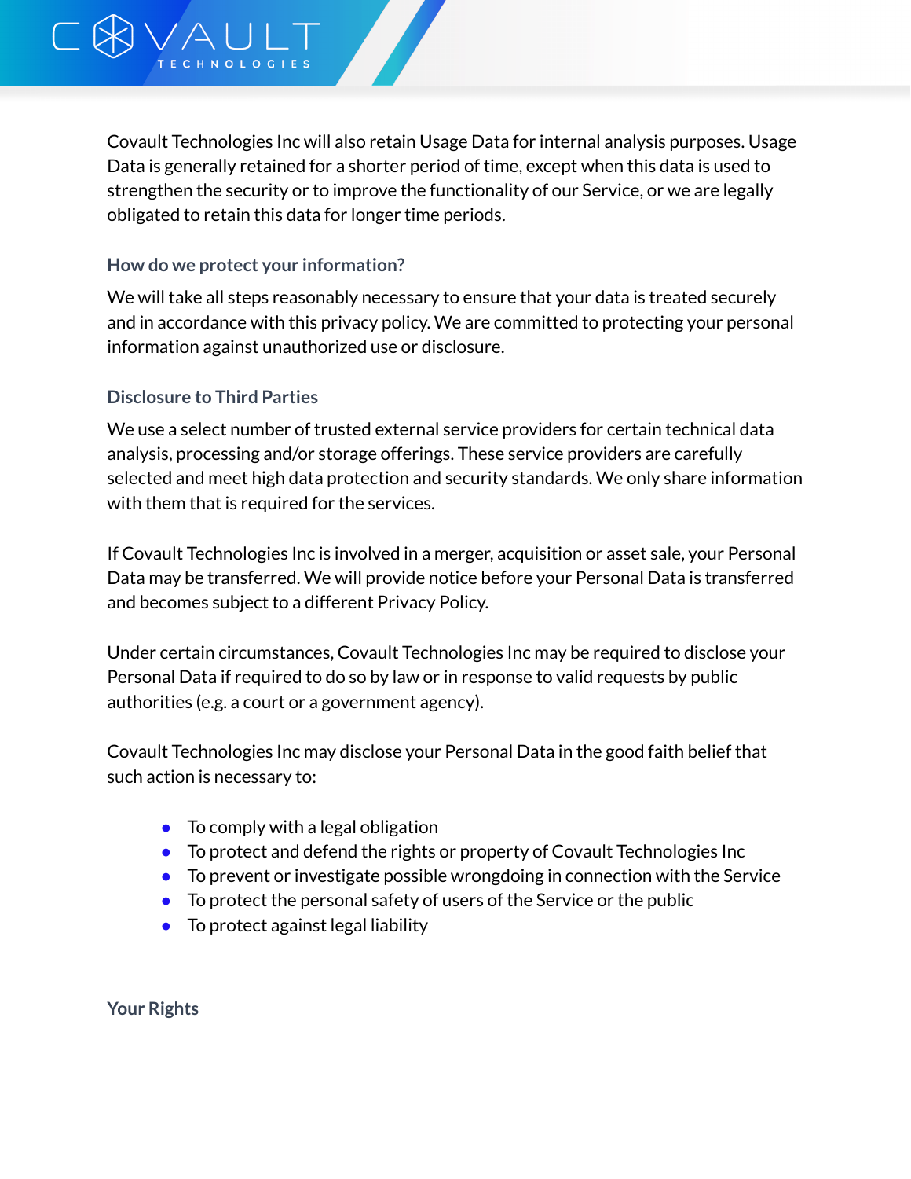Covault Technologies Inc will also retain Usage Data for internal analysis purposes. Usage Data is generally retained for a shorter period of time, except when this data is used to strengthen the security or to improve the functionality of our Service, or we are legally obligated to retain this data for longer time periods.

### How do we protect your information?

We will take all steps reasonably necessary to ensure that your data is treated securely and in accordance with this privacy policy. We are committed to protecting your personal information against unauthorized use or disclosure.

### Disclosure to Third Parties

We use a select number of trusted external service providers for certain technical data analysis, processing and/or storage offerings. These service providers are carefully selected and meet high data protection and security standards. We only share information with them that is required for the services.

If Covault Technologies Inc is involved in a merger, acquisition or asset sale, your Personal Data may be transferred. We will provide notice before your Personal Data is transferred and becomes subject to a different Privacy Policy.

Under certain circumstances, Covault Technologies Inc may be required to disclose your Personal Data if required to do so by law or in response to valid requests by public authorities (e.g. a court or a government agency).

Covault Technologies Inc may disclose your Personal Data in the good faith belief that such action is necessary to:

- To comply with a legal obligation
- To protect and defend the rights or property of Covault Technologies Inc
- To prevent or investigate possible wrongdoing in connection with the Service
- To protect the personal safety of users of the Service or the public
- To protect against legal liability

### Your Rights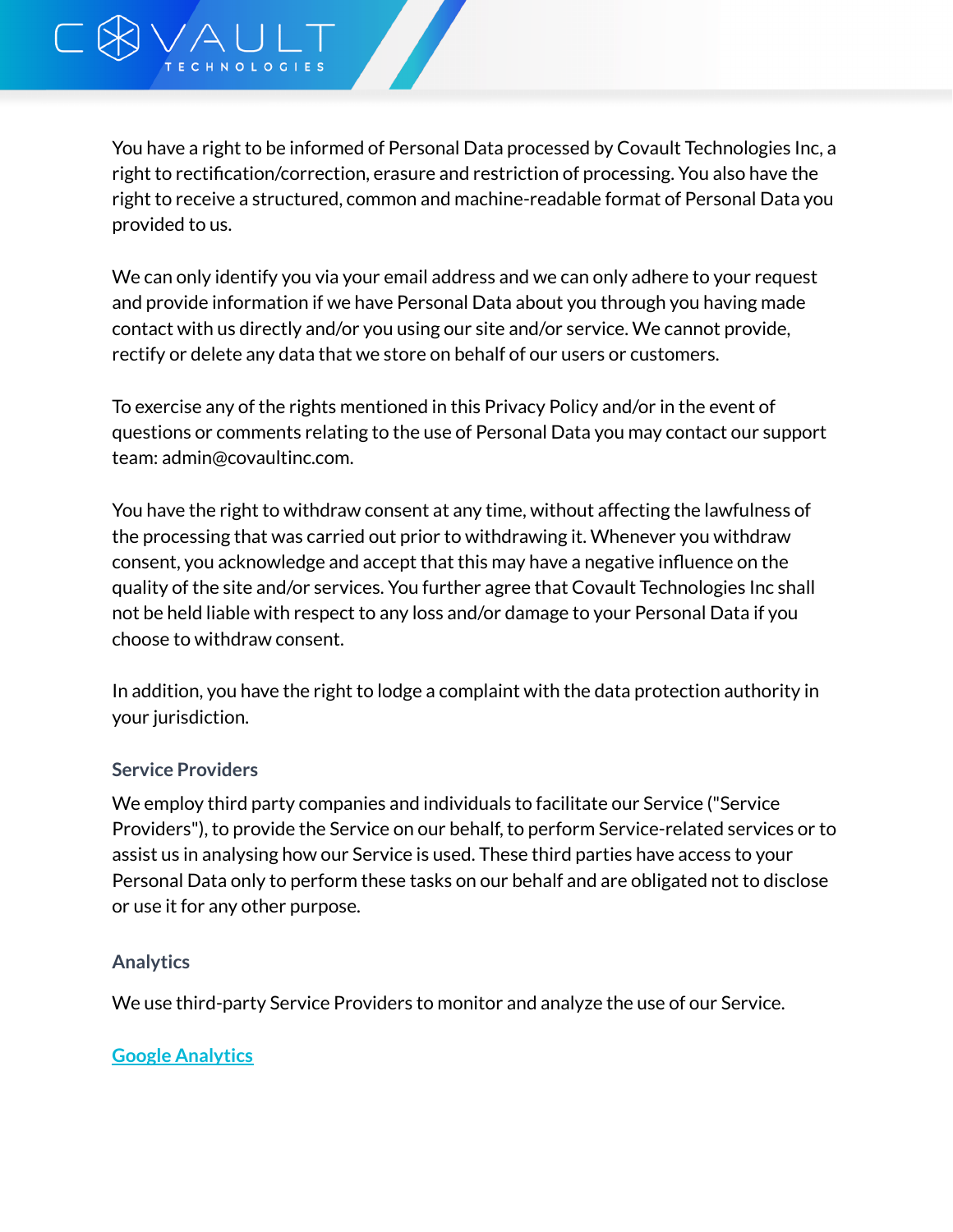You have a right to be informed of Personal Data processed by Covault Technologies Inc, a right to rectification/correction, erasure and restriction of processing. You also have the right to receive a structured, common and machine-readable format of Personal Data you provided to us.

We can only identify you via your email address and we can only adhere to your request and provide information if we have Personal Data about you through you having made contact with us directly and/or you using our site and/or service. We cannot provide, rectify or delete any data that we store on behalf of our users or customers.

To exercise any of the rights mentioned in this Privacy Policy and/or in the event of questions or comments relating to the use of Personal Data you may contact our support team: admin@covaultinc.com.

You have the right to withdraw consent at any time, without affecting the lawfulness of the processing that was carried out prior to withdrawing it. Whenever you withdraw consent, you acknowledge and accept that this may have a negative influence on the quality of the site and/or services. You further agree that Covault Technologies Inc shall not be held liable with respect to any loss and/or damage to your Personal Data if you choose to withdraw consent.

In addition, you have the right to lodge a complaint with the data protection authority in your jurisdiction.

### Service Providers

We employ third party companies and individuals to facilitate our Service ("Service Providers"), to provide the Service on our behalf, to perform Service-related services or to assist us in analysing how our Service is used. These third parties have access to your Personal Data only to perform these tasks on our behalf and are obligated not to disclose or use it for any other purpose.

### Analytics

We use third-party Service Providers to monitor and analyze the use of our Service.

Google Analytics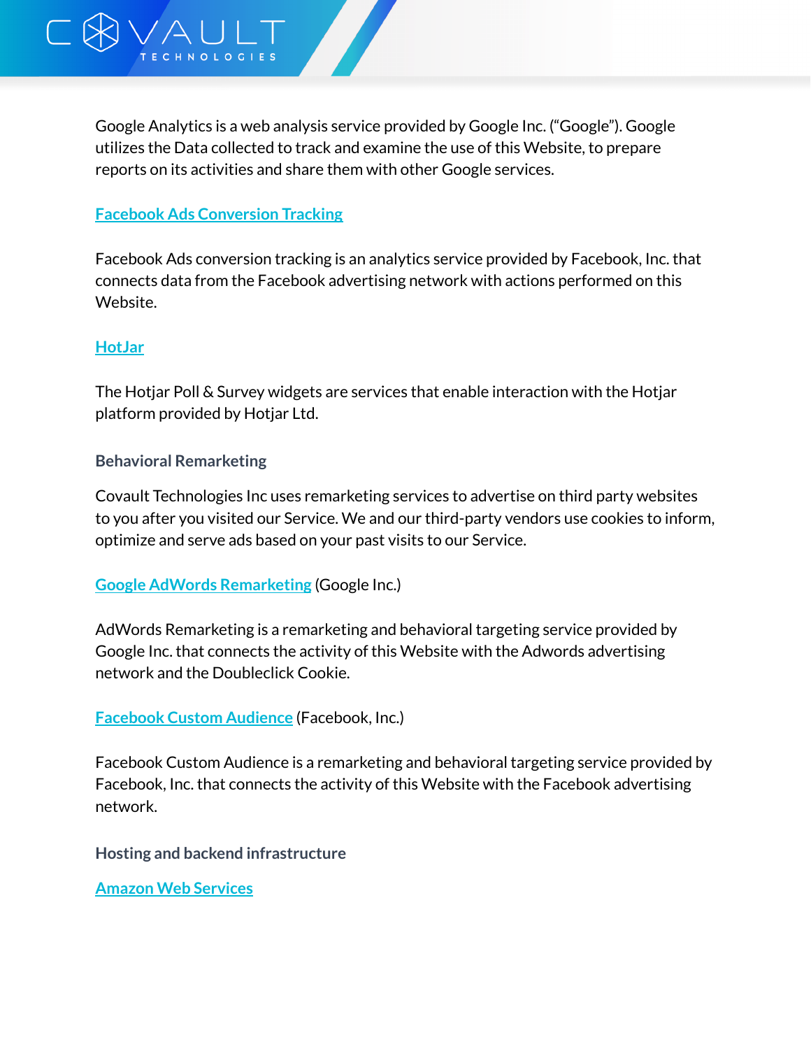Google Analytics is a web analysis service provided by Google Inc. ("Google"). Google utilizes the Data collected to track and examine the use of this Website, to prepare reports on its activities and share them with other Google services.

**Facebook Ads Conversion Tracking**

Facebook Ads conversion tracking is an analytics service provided by Facebook, Inc. that connects data from the Facebook advertising network with actions performed on this Website.

**HotJar**

The Hotjar Poll & Survey widgets are services that enable interaction with the Hotjar platform provided by Hotjar Ltd.

### Behavioral Remarketing

Covault Technologies Inc uses remarketing services to advertise on third party websites to you after you visited our Service. We and our third-party vendors use cookies to inform, optimize and serve ads based on your past visits to our Service.

**Google AdWords Remarketing** (Google Inc.)

AdWords Remarketing is a remarketing and behavioral targeting service provided by Google Inc. that connects the activity of this Website with the Adwords advertising network and the Doubleclick Cookie.

**Facebook Custom Audience** (Facebook, Inc.)

Facebook Custom Audience is a remarketing and behavioral targeting service provided by Facebook, Inc. that connects the activity of this Website with the Facebook advertising network.

### Hosting and backend infrastructure

**Amazon Web Services**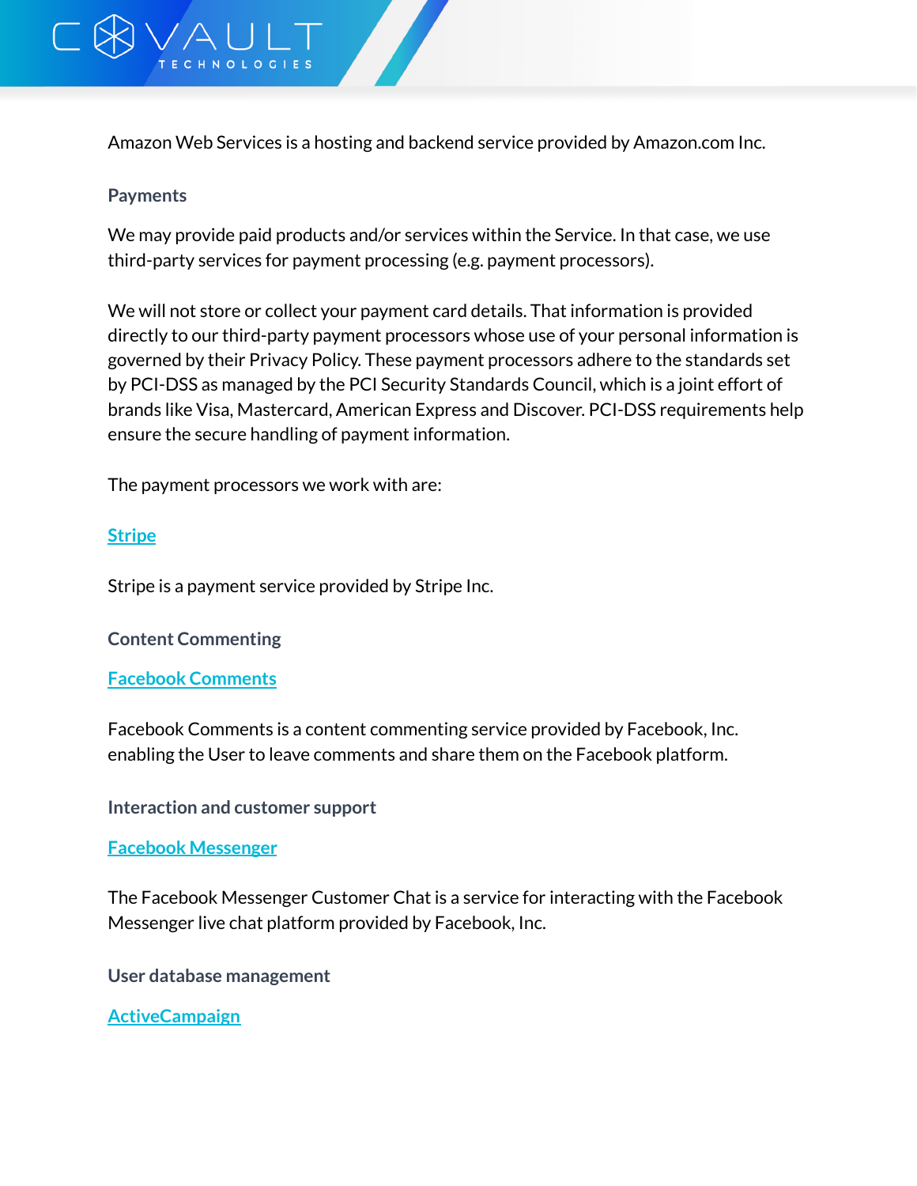Amazon Web Services is a hosting and backend service provided by Amazon.com Inc.

### Payments

We may provide paid products and/or services within the Service. In that case, we use third-party services for payment processing (e.g. payment processors).

We will not store or collect your payment card details. That information is provided directly to our third-party payment processors whose use of your personal information is governed by their Privacy Policy. These payment processors adhere to the standards set by PCI-DSS as managed by the PCI Security Standards Council, which is a joint effort of brands like Visa, Mastercard, American Express and Discover. PCI-DSS requirements help ensure the secure handling of payment information.

The payment processors we work with are:

**Stripe**

Stripe is a payment service provided by Stripe Inc.

### Content Commenting

**Facebook Comments**

Facebook Comments is a content commenting service provided by Facebook, Inc. enabling the User to leave comments and share them on the Facebook platform.

### Interaction and customer support

**Facebook Messenger**

The Facebook Messenger Customer Chat is a service for interacting with the Facebook Messenger live chat platform provided by Facebook, Inc.

### User database management

**ActiveCampaign**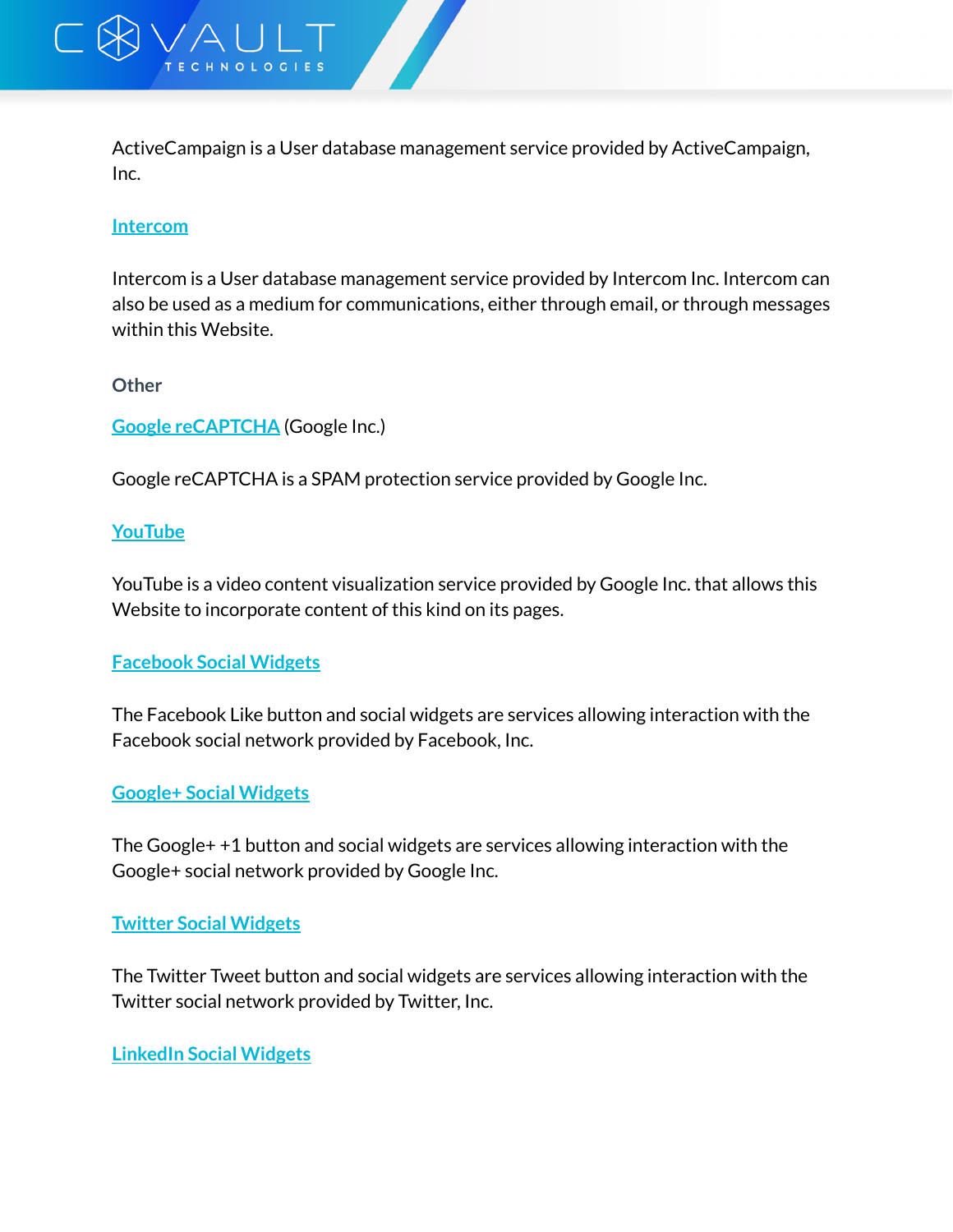ActiveCampaign is a User database management service provided by ActiveCampaign, Inc.

**Intercom**

Intercom is a User database management service provided by Intercom Inc. Intercom can also be used as a medium for communications, either through email, or through messages within this Website.

**Other**

**Google reCAPTCHA** (Google Inc.)

Google reCAPTCHA is a SPAM protection service provided by Google Inc.

**YouTube**

YouTube is a video content visualization service provided by Google Inc. that allows this Website to incorporate content of this kind on its pages.

**Facebook Social Widgets**

The Facebook Like button and social widgets are services allowing interaction with the Facebook social network provided by Facebook, Inc.

**Google+ Social Widgets**

The Google+ +1 button and social widgets are services allowing interaction with the Google+ social network provided by Google Inc.

**Twitter Social Widgets**

The Twitter Tweet button and social widgets are services allowing interaction with the Twitter social network provided by Twitter, Inc.

**LinkedIn Social Widgets**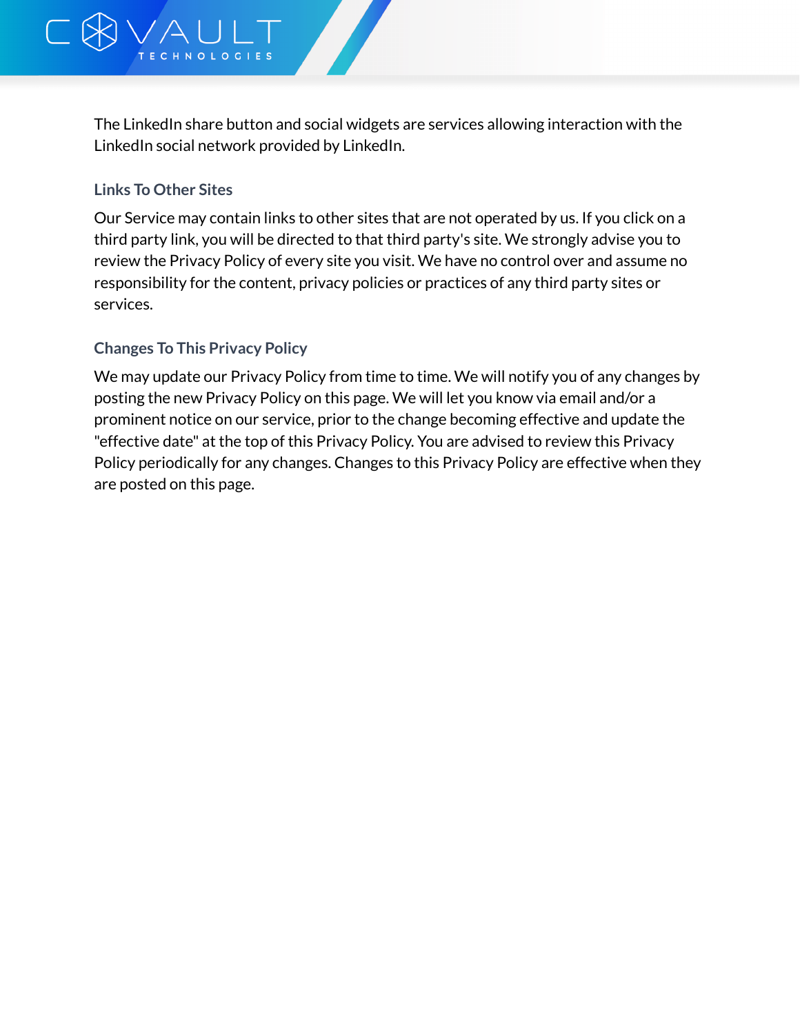The LinkedIn share button and social widgets are services allowing interaction with the LinkedIn social network provided by LinkedIn.

### Links To Other Sites

Our Service may contain links to other sites that are not operated by us. If you click on a third party link, you will be directed to that third party's site. We strongly advise you to review the Privacy Policy of every site you visit. We have no control over and assume no responsibility for the content, privacy policies or practices of any third party sites or services.

### Changes To This Privacy Policy

We may update our Privacy Policy from time to time. We will notify you of any changes by posting the new Privacy Policy on this page. We will let you know via email and/or a prominent notice on our service, prior to the change becoming effective and update the "effective date" at the top of this Privacy Policy. You are advised to review this Privacy Policy periodically for any changes. Changes to this Privacy Policy are effective when they are posted on this page.